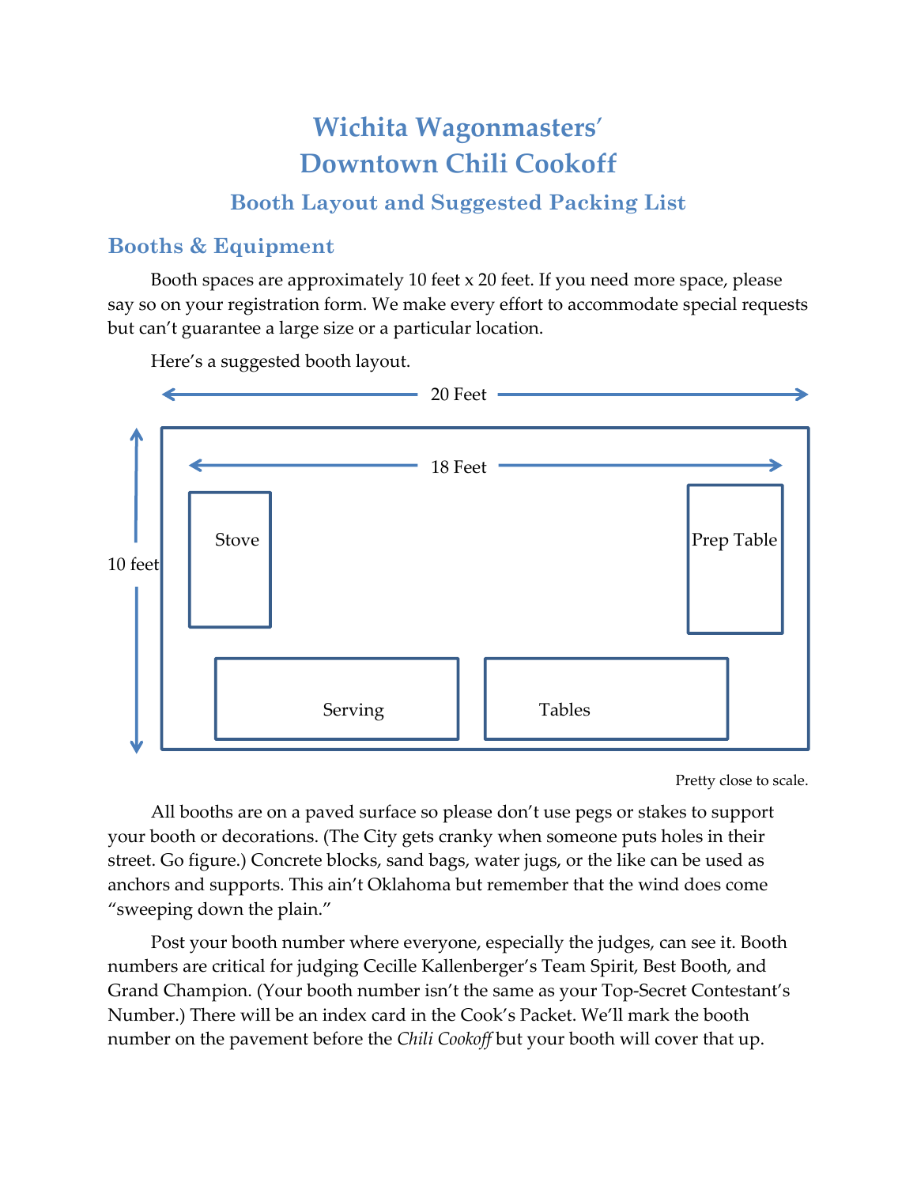# Wichita Wagonmasters' Downtown Chili Cookoff

## Booth Layout and Suggested Packing List

### Booths & Equipment

Booth spaces are approximately 10 feet x 20 feet. If you need more space, please say so on your registration form. We make every effort to accommodate special requests but can't guarantee a large size or a particular location.

Here's a suggested booth layout.

20 Feet

18 Feet

10 feet

Stove

Prep Table

Serving

Tables

Pretty close to scale.

All booths are on a paved surface so please don't use pegs or stakes to support your booth or decorations. (The City gets cranky when someone puts holes in their street. Go figure.) Concrete blocks, sand bags, water jugs, or the like can be used as anchors and supports. This ain't Oklahoma but remember that the wind does come "sweeping down the plain."

Post your booth number where everyone, especially the judges, can see it. Booth numbers are critical for judging Cecille Kallenberger's Team Spirit, Best Booth, and Grand Champion. (Your booth number isn't the same as your Top-Secret Contestant's Number.) There will be an index card in the Cook's Packet. We'll mark the booth number on the pavement before the *Chili Cookoff* but your booth will cover that up.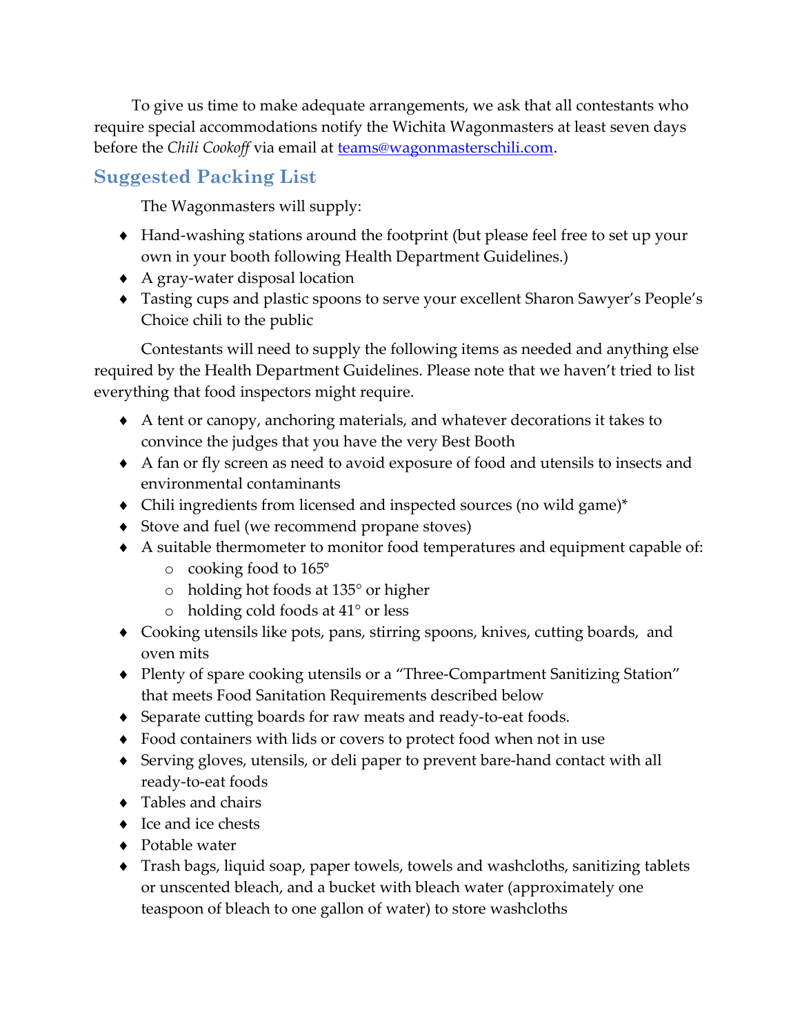To give us time to make adequate arrangements, we ask that all contestants who require special accommodations notify the Wichita Wagonmasters at least seven days before the *Chili Cookoff* via email at teams@wagonmasterschili.com.

## Suggested Packing List

The Wagonmasters will supply:

- Hand-washing stations around the footprint (but please feel free to set up your own in your booth following Health Department Guidelines.)
- A gray-water disposal location
- Tasting cups and plastic spoons to serve your excellent Sharon Sawyer's People's Choice chili to the public

Contestants will need to supply the following items as needed and anything else required by the Health Department Guidelines. Please note that we haven't tried to list everything that food inspectors might require.

- A tent or canopy, anchoring materials, and whatever decorations it takes to convince the judges that you have the very Best Booth
- A fan or fly screen as need to avoid exposure of food and utensils to insects and environmental contaminants
- Chili ingredients from licensed and inspected sources (no wild game)*
- Stove and fuel (we recommend propane stoves)
- A suitable thermometer to monitor food temperatures and equipment capable of:
  - cooking food to 165°
  - holding hot foods at 135° or higher
  - holding cold foods at 41° or less
- Cooking utensils like pots, pans, stirring spoons, knives, cutting boards, and oven mits
- Plenty of spare cooking utensils or a "Three-Compartment Sanitizing Station" that meets Food Sanitation Requirements described below
- Separate cutting boards for raw meats and ready-to-eat foods.
- Food containers with lids or covers to protect food when not in use
- Serving gloves, utensils, or deli paper to prevent bare-hand contact with all ready-to-eat foods
- Tables and chairs
- Ice and ice chests
- Potable water
- Trash bags, liquid soap, paper towels, towels and washcloths, sanitizing tablets or unscented bleach, and a bucket with bleach water (approximately one teaspoon of bleach to one gallon of water) to store washcloths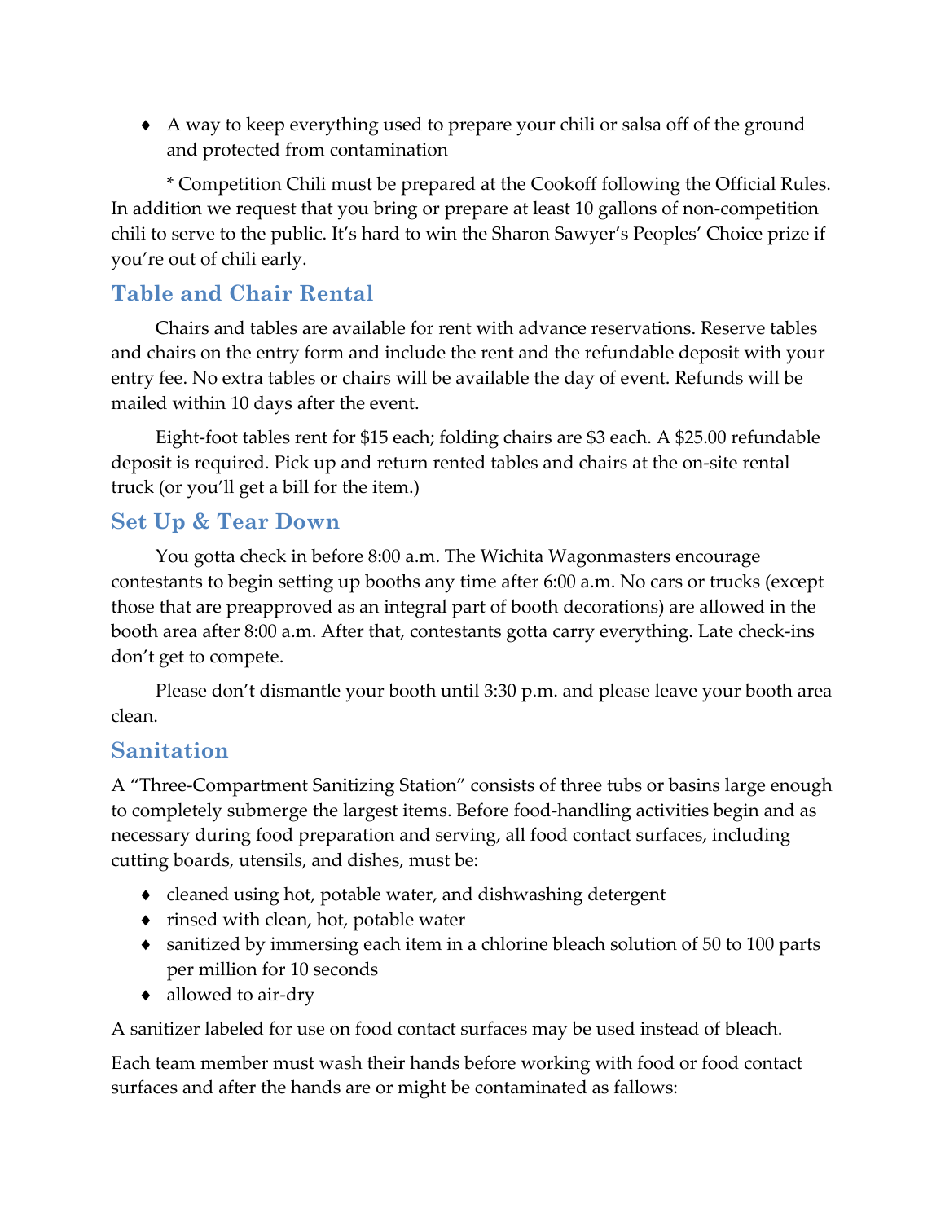- A way to keep everything used to prepare your chili or salsa off of the ground and protected from contamination

\* Competition Chili must be prepared at the Cookoff following the Official Rules. In addition we request that you bring or prepare at least 10 gallons of non-competition chili to serve to the public. It's hard to win the Sharon Sawyer's Peoples' Choice prize if you're out of chili early.

## Table and Chair Rental

Chairs and tables are available for rent with advance reservations. Reserve tables and chairs on the entry form and include the rent and the refundable deposit with your entry fee. No extra tables or chairs will be available the day of event. Refunds will be mailed within 10 days after the event.

Eight-foot tables rent for $15 each; folding chairs are $3 each. A $25.00 refundable deposit is required. Pick up and return rented tables and chairs at the on-site rental truck (or you'll get a bill for the item.)

## Set Up & Tear Down

You gotta check in before 8:00 a.m. The Wichita Wagonmasters encourage contestants to begin setting up booths any time after 6:00 a.m. No cars or trucks (except those that are preapproved as an integral part of booth decorations) are allowed in the booth area after 8:00 a.m. After that, contestants gotta carry everything. Late check-ins don't get to compete.

Please don't dismantle your booth until 3:30 p.m. and please leave your booth area clean.

## Sanitation

A "Three-Compartment Sanitizing Station" consists of three tubs or basins large enough to completely submerge the largest items. Before food-handling activities begin and as necessary during food preparation and serving, all food contact surfaces, including cutting boards, utensils, and dishes, must be:

- cleaned using hot, potable water, and dishwashing detergent
- rinsed with clean, hot, potable water
- sanitized by immersing each item in a chlorine bleach solution of 50 to 100 parts per million for 10 seconds
- allowed to air-dry

A sanitizer labeled for use on food contact surfaces may be used instead of bleach.

Each team member must wash their hands before working with food or food contact surfaces and after the hands are or might be contaminated as fallows: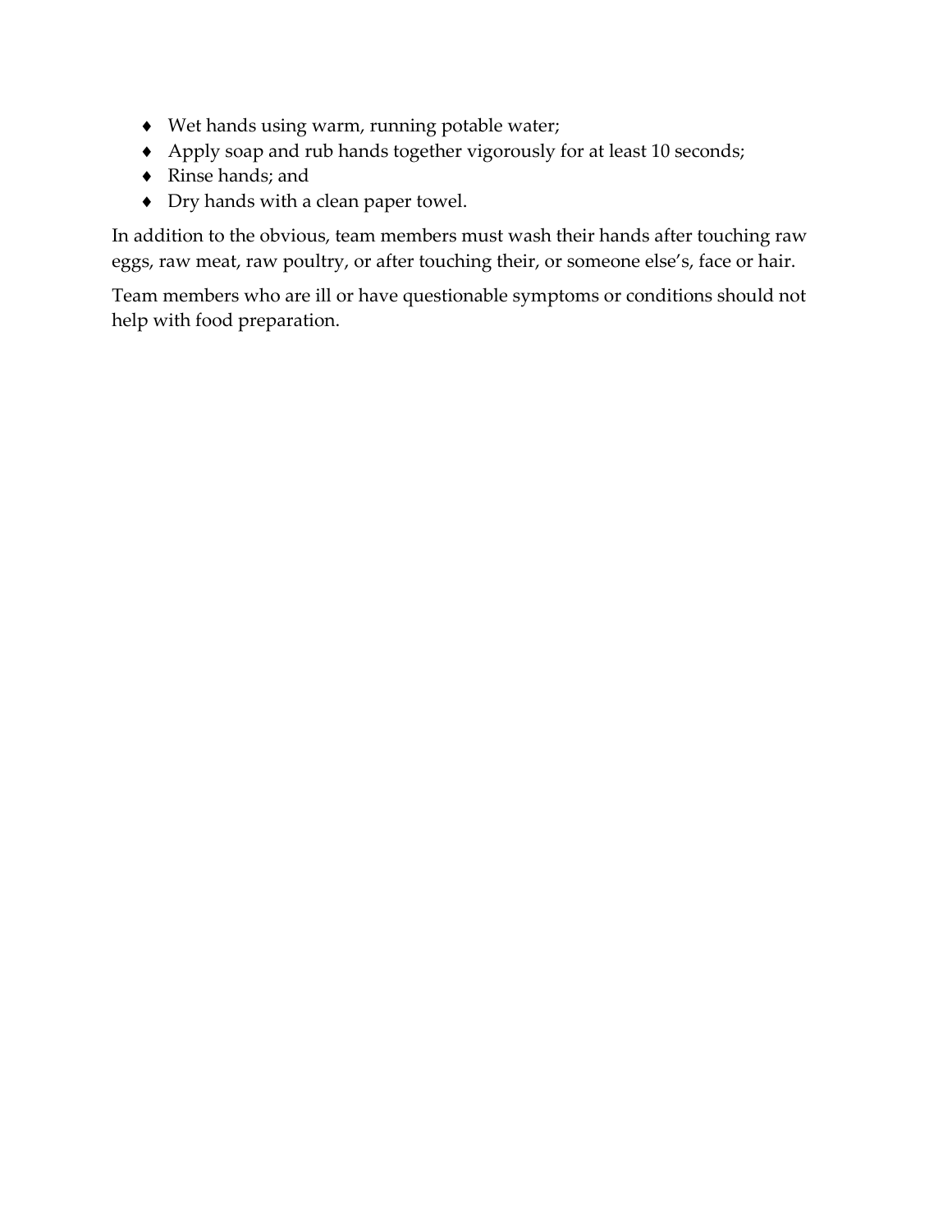- Wet hands using warm, running potable water;
- Apply soap and rub hands together vigorously for at least 10 seconds;
- Rinse hands; and
- Dry hands with a clean paper towel.

In addition to the obvious, team members must wash their hands after touching raw eggs, raw meat, raw poultry, or after touching their, or someone else's, face or hair.

Team members who are ill or have questionable symptoms or conditions should not help with food preparation.